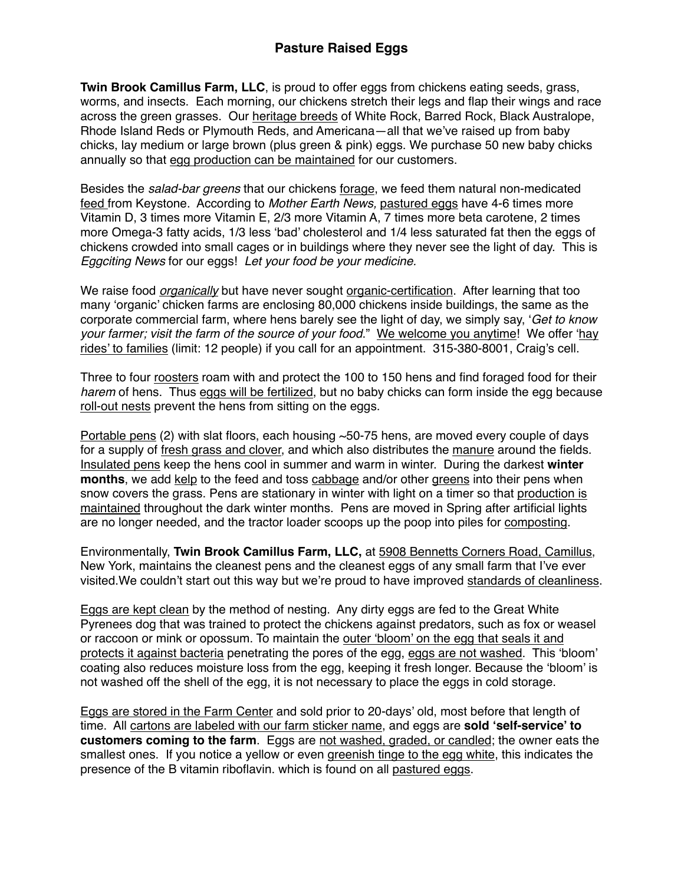# Pasture Raised Eggs

**Twin Brook Camillus Farm, LLC**, is proud to offer eggs from chickens eating seeds, grass, worms, and insects. Each morning, our chickens stretch their legs and flap their wings and race across the green grasses. Our heritage breeds of White Rock, Barred Rock, Black Australope, Rhode Island Reds or Plymouth Reds, and Americana—all that we've raised up from baby chicks, lay medium or large brown (plus green & pink) eggs. We purchase 50 new baby chicks annually so that egg production can be maintained for our customers.

Besides the *salad-bar greens* that our chickens forage, we feed them natural non-medicated feed from Keystone. According to *Mother Earth News,* pastured eggs have 4-6 times more Vitamin D, 3 times more Vitamin E, 2/3 more Vitamin A, 7 times more beta carotene, 2 times more Omega-3 fatty acids, 1/3 less 'bad' cholesterol and 1/4 less saturated fat then the eggs of chickens crowded into small cages or in buildings where they never see the light of day. This is *Eggciting News* for our eggs! *Let your food be your medicine.*

We raise food *organically* but have never sought organic-certification. After learning that too many 'organic' chicken farms are enclosing 80,000 chickens inside buildings, the same as the corporate commercial farm, where hens barely see the light of day, we simply say, '*Get to know your farmer; visit the farm of the source of your food.*" We welcome you anytime! We offer 'hay rides' to families (limit: 12 people) if you call for an appointment. 315-380-8001, Craig's cell.

Three to four roosters roam with and protect the 100 to 150 hens and find foraged food for their *harem* of hens. Thus eggs will be fertilized, but no baby chicks can form inside the egg because roll-out nests prevent the hens from sitting on the eggs.

Portable pens (2) with slat floors, each housing ~50-75 hens, are moved every couple of days for a supply of fresh grass and clover, and which also distributes the manure around the fields. Insulated pens keep the hens cool in summer and warm in winter. During the darkest **winter months**, we add kelp to the feed and toss cabbage and/or other greens into their pens when snow covers the grass. Pens are stationary in winter with light on a timer so that production is maintained throughout the dark winter months. Pens are moved in Spring after artificial lights are no longer needed, and the tractor loader scoops up the poop into piles for composting.

Environmentally, **Twin Brook Camillus Farm, LLC,** at 5908 Bennetts Corners Road, Camillus, New York, maintains the cleanest pens and the cleanest eggs of any small farm that I've ever visited.We couldn't start out this way but we're proud to have improved standards of cleanliness.

Eggs are kept clean by the method of nesting. Any dirty eggs are fed to the Great White Pyrenees dog that was trained to protect the chickens against predators, such as fox or weasel or raccoon or mink or opossum. To maintain the outer 'bloom' on the egg that seals it and protects it against bacteria penetrating the pores of the egg, eggs are not washed. This 'bloom' coating also reduces moisture loss from the egg, keeping it fresh longer. Because the 'bloom' is not washed off the shell of the egg, it is not necessary to place the eggs in cold storage.

Eggs are stored in the Farm Center and sold prior to 20-days' old, most before that length of time. All cartons are labeled with our farm sticker name, and eggs are **sold 'self-service' to customers coming to the farm**. Eggs are not washed, graded, or candled; the owner eats the smallest ones. If you notice a yellow or even greenish tinge to the egg white, this indicates the presence of the B vitamin riboflavin. which is found on all pastured eggs.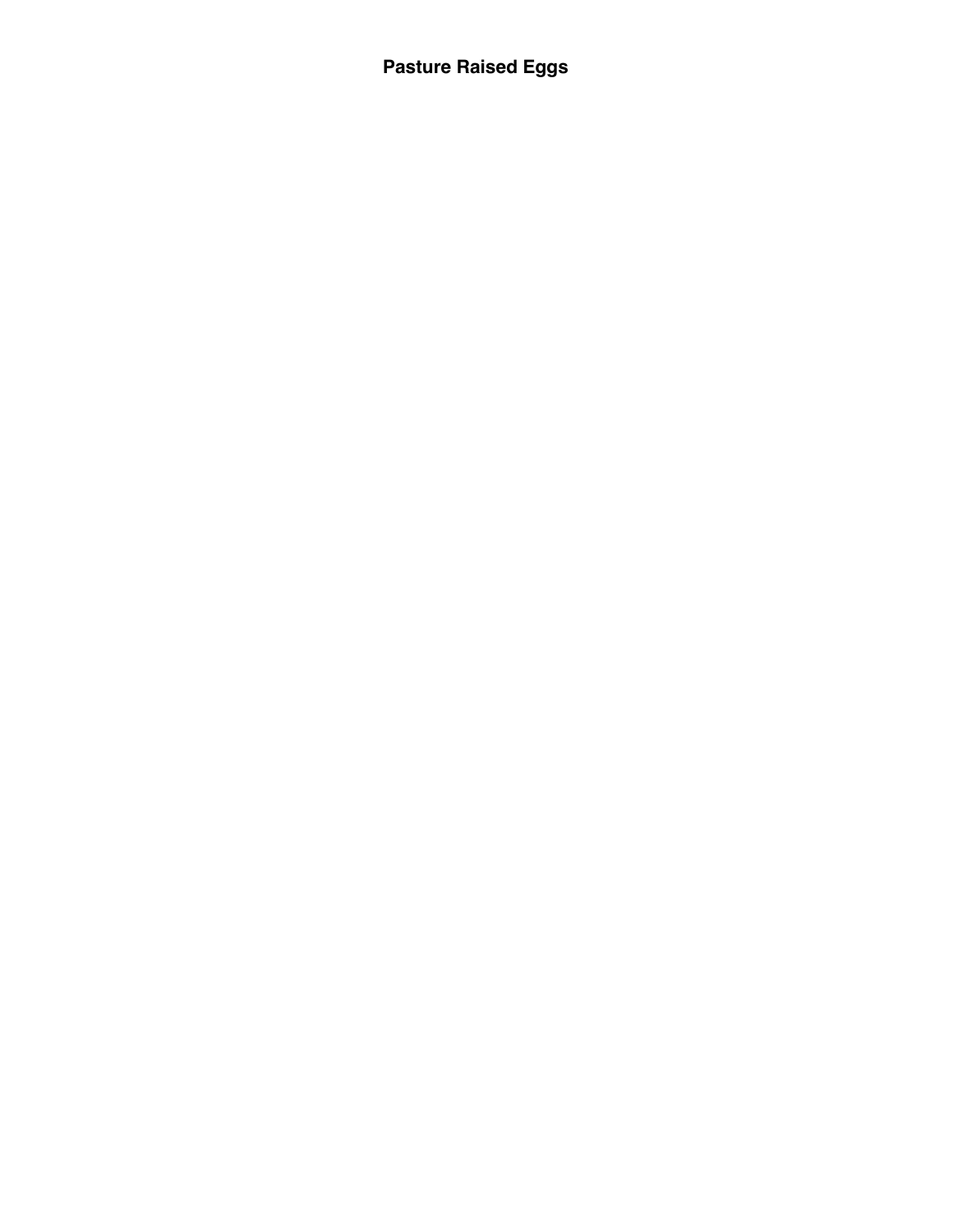**Pasture Raised Eggs**